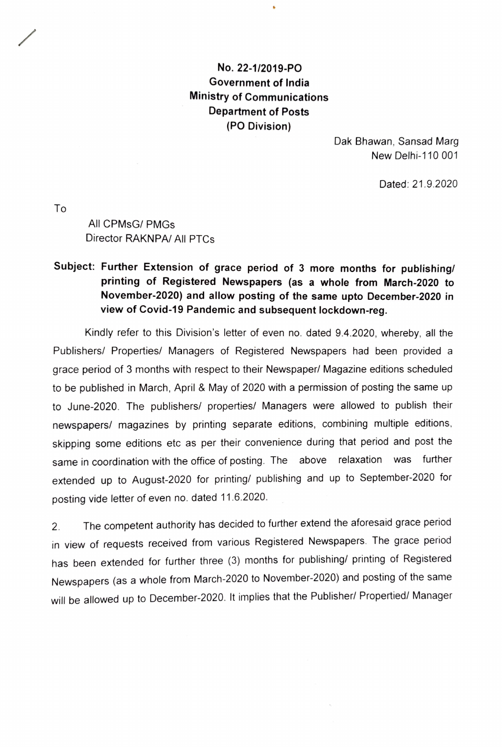**No. 22-1/2019-PO**
**Government of India**
**Ministry of Communications**
**Department of Posts**
**(PO Division)**

Dak Bhawan, Sansad Marg
New Delhi-110 001

Dated: 21.9.2020

To

All CPMsG/ PMGs
Director RAKNPA/ All PTCs

**Subject: Further Extension of grace period of 3 more months for publishing/ printing of Registered Newspapers (as a whole from March-2020 to November-2020) and allow posting of the same upto December-2020 in view of Covid-19 Pandemic and subsequent lockdown-reg.**

Kindly refer to this Division's letter of even no. dated 9.4.2020, whereby, all the Publishers/ Properties/ Managers of Registered Newspapers had been provided a grace period of 3 months with respect to their Newspaper/ Magazine editions scheduled to be published in March, April & May of 2020 with a permission of posting the same up to June-2020. The publishers/ properties/ Managers were allowed to publish their newspapers/ magazines by printing separate editions, combining multiple editions, skipping some editions etc as per their convenience during that period and post the same in coordination with the office of posting. The above relaxation was further extended up to August-2020 for printing/ publishing and up to September-2020 for posting vide letter of even no. dated 11.6.2020.

2. The competent authority has decided to further extend the aforesaid grace period in view of requests received from various Registered Newspapers. The grace period has been extended for further three (3) months for publishing/ printing of Registered Newspapers (as a whole from March-2020 to November-2020) and posting of the same will be allowed up to December-2020. It implies that the Publisher/ Propertied/ Manager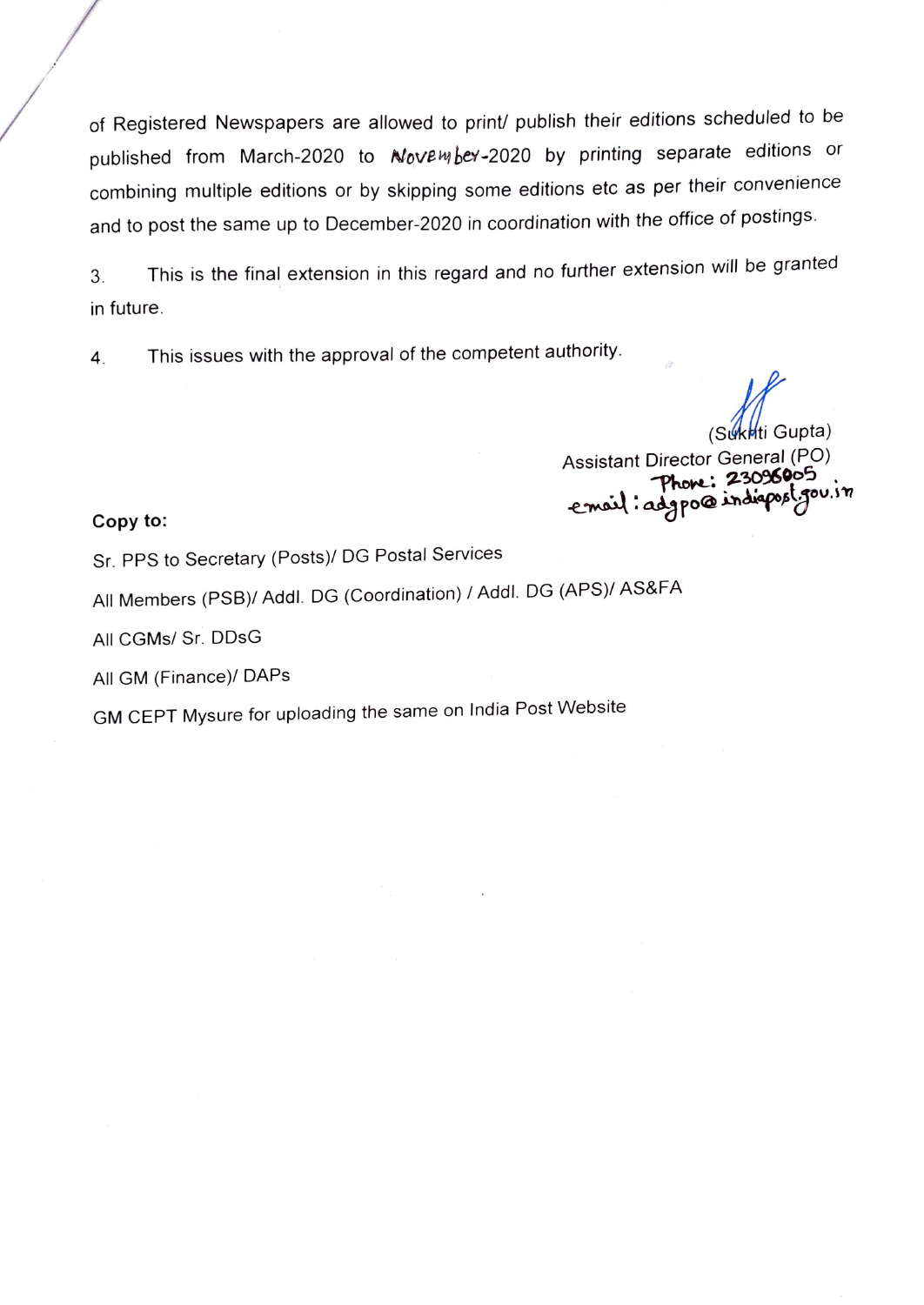of Registered Newspapers are allowed to print/ publish their editions scheduled to be published from March-2020 to November-2020 by printing separate editions or combining multiple editions or by skipping some editions etc as per their convenience and to post the same up to December-2020 in coordination with the office of postings.

3. This is the final extension in this regard and no further extension will be granted in future.

4. This issues with the approval of the competent authority.

(Sukriti Gupta)
Assistant Director General (PO)
Phone: 23096005
email: adgpo@indiapost.gov.in

**Copy to:**

Sr. PPS to Secretary (Posts)/ DG Postal Services

All Members (PSB)/ Addl. DG (Coordination) / Addl. DG (APS)/ AS&FA

All CGMs/ Sr. DDsG

All GM (Finance)/ DAPs

GM CEPT Mysure for uploading the same on India Post Website